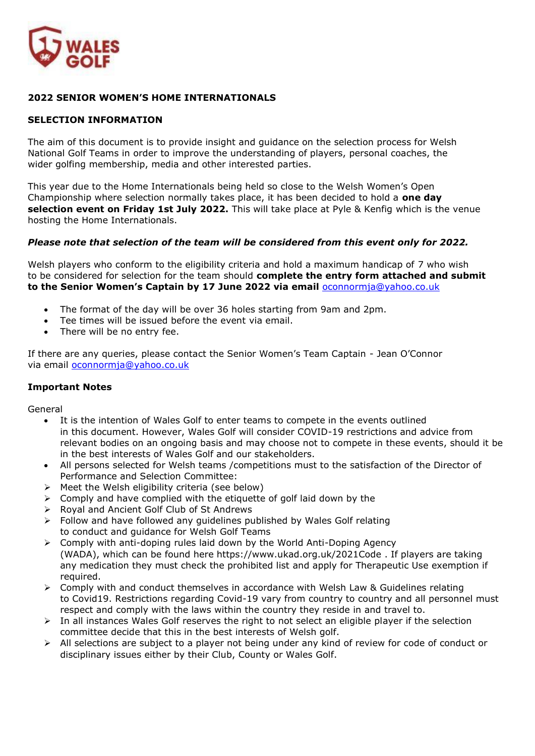## 2022 SENIOR WOMEN'S HOME INTERNATIONALS

### SELECTION INFORMATION

The aim of this document is to provide insight and guidance on the selection process for Welsh National Golf Teams in order to improve the understanding of players, personal coaches, the wider golfing membership, media and other interested parties.

This year due to the Home Internationals being held so close to the Welsh Women's Open Championship where selection normally takes place, it has been decided to hold a **one day selection event on Friday 1st July 2022.** This will take place at Pyle & Kenfig which is the venue hosting the Home Internationals.

***Please note that selection of the team will be considered from this event only for 2022.***

Welsh players who conform to the eligibility criteria and hold a maximum handicap of 7 who wish to be considered for selection for the team should **complete the entry form attached and submit to the Senior Women's Captain by 17 June 2022 via email** oconnormja@yahoo.co.uk

- The format of the day will be over 36 holes starting from 9am and 2pm.
- Tee times will be issued before the event via email.
- There will be no entry fee.

If there are any queries, please contact the Senior Women's Team Captain - Jean O'Connor via email oconnormja@yahoo.co.uk

### Important Notes

General

- It is the intention of Wales Golf to enter teams to compete in the events outlined in this document. However, Wales Golf will consider COVID-19 restrictions and advice from relevant bodies on an ongoing basis and may choose not to compete in these events, should it be in the best interests of Wales Golf and our stakeholders.
- All persons selected for Welsh teams /competitions must to the satisfaction of the Director of Performance and Selection Committee:
  - Meet the Welsh eligibility criteria (see below)
  - Comply and have complied with the etiquette of golf laid down by the
  - Royal and Ancient Golf Club of St Andrews
  - Follow and have followed any guidelines published by Wales Golf relating to conduct and guidance for Welsh Golf Teams
  - Comply with anti-doping rules laid down by the World Anti-Doping Agency (WADA), which can be found here https://www.ukad.org.uk/2021Code . If players are taking any medication they must check the prohibited list and apply for Therapeutic Use exemption if required.
  - Comply with and conduct themselves in accordance with Welsh Law & Guidelines relating to Covid19. Restrictions regarding Covid-19 vary from country to country and all personnel must respect and comply with the laws within the country they reside in and travel to.
  - In all instances Wales Golf reserves the right to not select an eligible player if the selection committee decide that this in the best interests of Welsh golf.
  - All selections are subject to a player not being under any kind of review for code of conduct or disciplinary issues either by their Club, County or Wales Golf.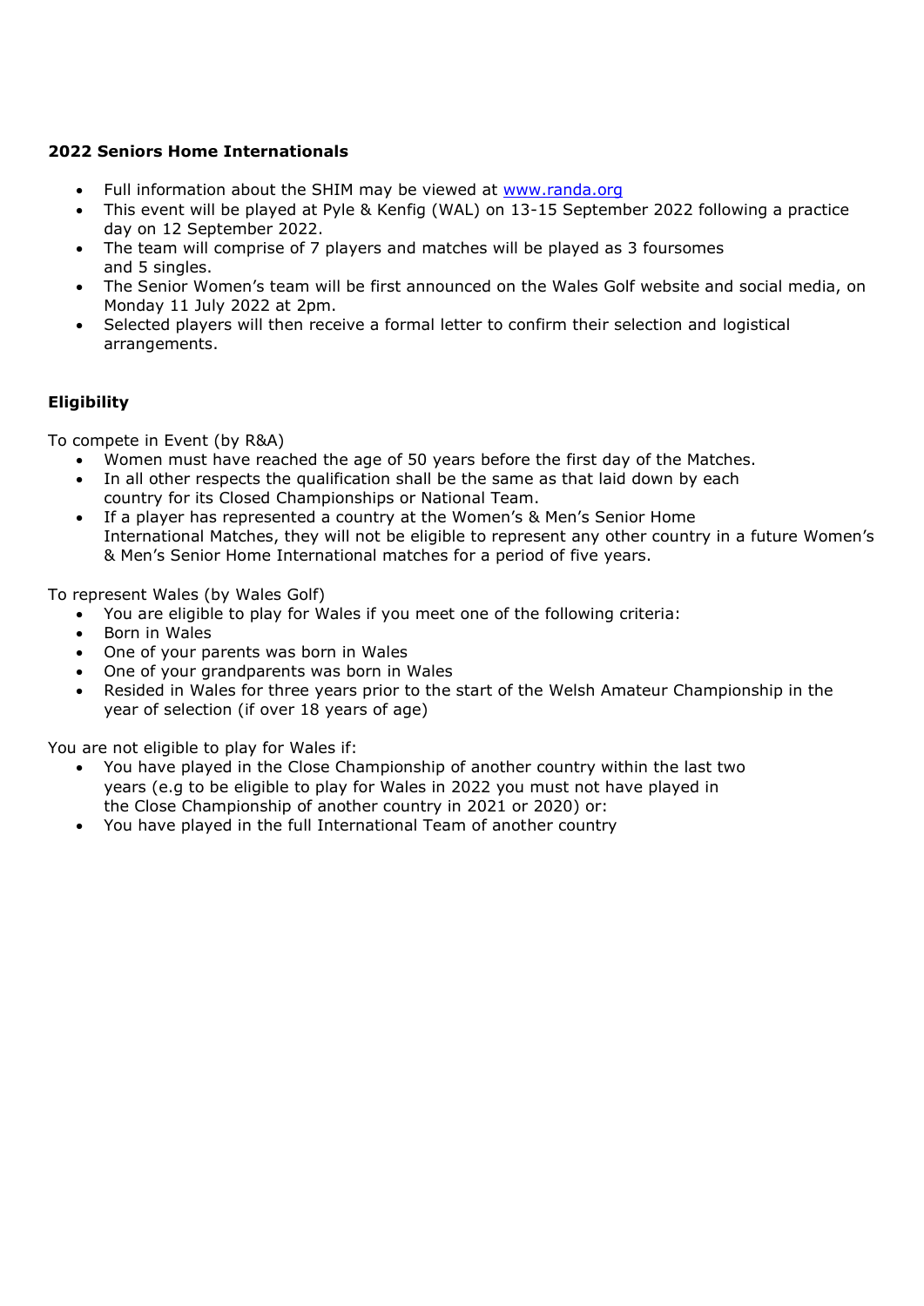**2022 Seniors Home Internationals**

- Full information about the SHIM may be viewed at [www.randa.org](http://www.randa.org)
- This event will be played at Pyle & Kenfig (WAL) on 13-15 September 2022 following a practice day on 12 September 2022.
- The team will comprise of 7 players and matches will be played as 3 foursomes and 5 singles.
- The Senior Women's team will be first announced on the Wales Golf website and social media, on Monday 11 July 2022 at 2pm.
- Selected players will then receive a formal letter to confirm their selection and logistical arrangements.

**Eligibility**

To compete in Event (by R&A)

- Women must have reached the age of 50 years before the first day of the Matches.
- In all other respects the qualification shall be the same as that laid down by each country for its Closed Championships or National Team.
- If a player has represented a country at the Women's & Men's Senior Home International Matches, they will not be eligible to represent any other country in a future Women's & Men's Senior Home International matches for a period of five years.

To represent Wales (by Wales Golf)

- You are eligible to play for Wales if you meet one of the following criteria:
- Born in Wales
- One of your parents was born in Wales
- One of your grandparents was born in Wales
- Resided in Wales for three years prior to the start of the Welsh Amateur Championship in the year of selection (if over 18 years of age)

You are not eligible to play for Wales if:

- You have played in the Close Championship of another country within the last two years (e.g to be eligible to play for Wales in 2022 you must not have played in the Close Championship of another country in 2021 or 2020) or:
- You have played in the full International Team of another country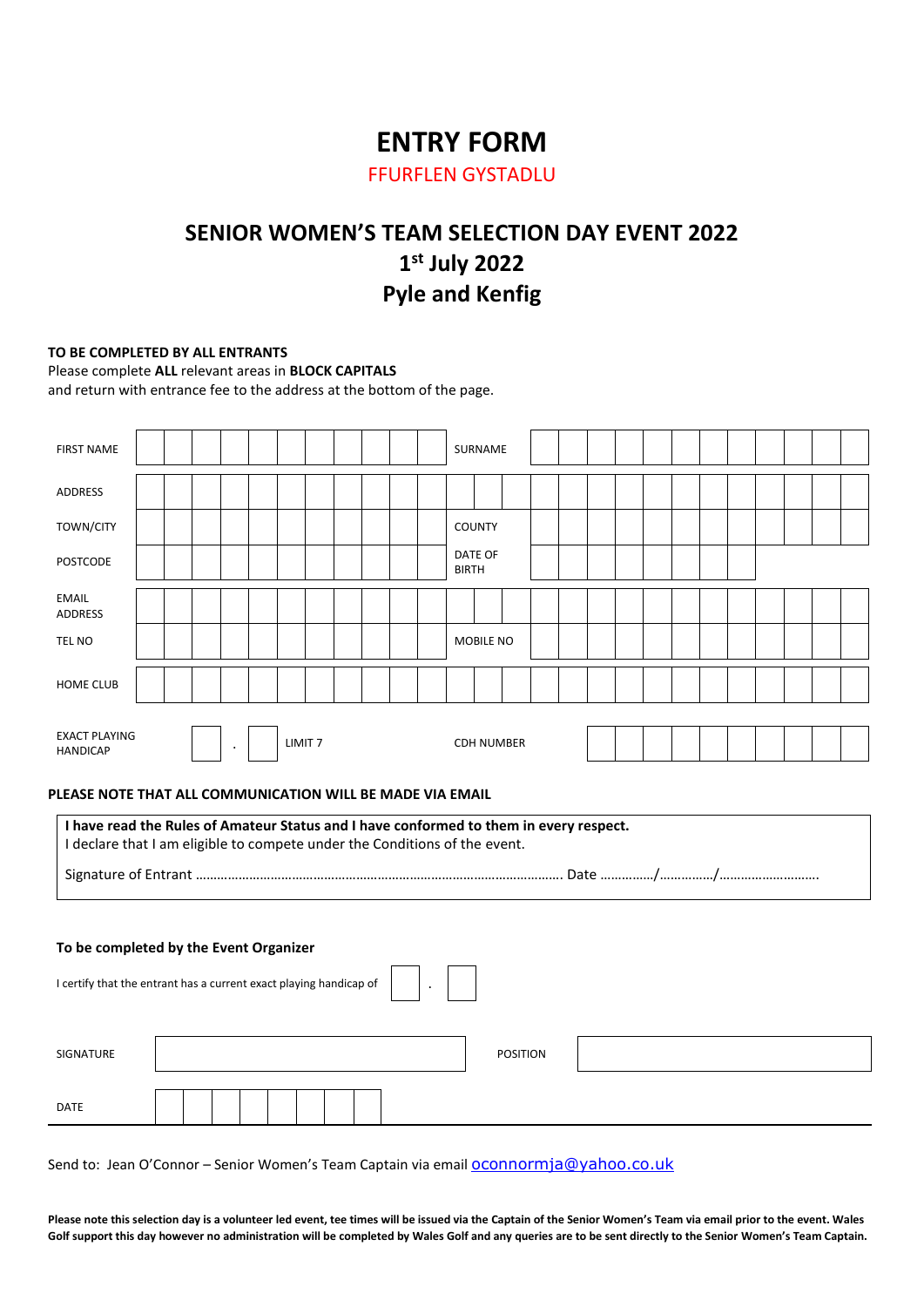# ENTRY FORM

FFURFLEN GYSTADLU

## SENIOR WOMEN'S TEAM SELECTION DAY EVENT 2022

## 1st July 2022

## Pyle and Kenfig

**TO BE COMPLETED BY ALL ENTRANTS**

Please complete **ALL** relevant areas in **BLOCK CAPITALS** and return with entrance fee to the address at the bottom of the page.

| | | | |
|---|---|---|---|
| FIRST NAME | | SURNAME | |
| ADDRESS | | | |
| TOWN/CITY | | COUNTY | |
| POSTCODE | | DATE OF BIRTH | |
| EMAIL ADDRESS | | | |
| TEL NO | | MOBILE NO | |
| HOME CLUB | | | |
| EXACT PLAYING HANDICAP | . LIMIT 7 | CDH NUMBER | |

**PLEASE NOTE THAT ALL COMMUNICATION WILL BE MADE VIA EMAIL**

**I have read the Rules of Amateur Status and I have conformed to them in every respect.**
I declare that I am eligible to compete under the Conditions of the event.

Signature of Entrant ………………………………………………………………………………………. Date ……………/……………/……………………….

**To be completed by the Event Organizer**

I certify that the entrant has a current exact playing handicap of ☐ . ☐

| | | | |
|---|---|---|---|
| SIGNATURE | | POSITION | |
| DATE | | | |

Send to: Jean O'Connor – Senior Women's Team Captain via email oconnormja@yahoo.co.uk

**Please note this selection day is a volunteer led event, tee times will be issued via the Captain of the Senior Women's Team via email prior to the event. Wales Golf support this day however no administration will be completed by Wales Golf and any queries are to be sent directly to the Senior Women's Team Captain.**